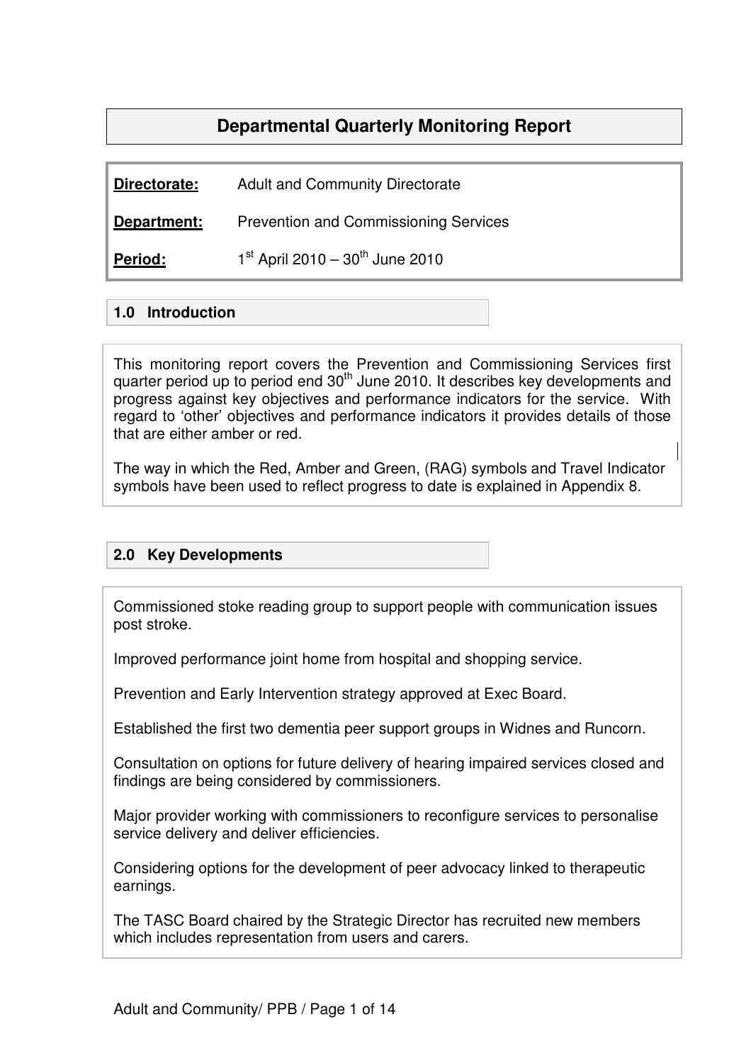# Departmental Quarterly Monitoring Report

**Directorate:** Adult and Community Directorate

**Department:** Prevention and Commissioning Services

**Period:** 1st April 2010 – 30th June 2010

## 1.0 Introduction

This monitoring report covers the Prevention and Commissioning Services first quarter period up to period end 30th June 2010. It describes key developments and progress against key objectives and performance indicators for the service. With regard to 'other' objectives and performance indicators it provides details of those that are either amber or red.

The way in which the Red, Amber and Green, (RAG) symbols and Travel Indicator symbols have been used to reflect progress to date is explained in Appendix 8.

## 2.0 Key Developments

Commissioned stoke reading group to support people with communication issues post stroke.

Improved performance joint home from hospital and shopping service.

Prevention and Early Intervention strategy approved at Exec Board.

Established the first two dementia peer support groups in Widnes and Runcorn.

Consultation on options for future delivery of hearing impaired services closed and findings are being considered by commissioners.

Major provider working with commissioners to reconfigure services to personalise service delivery and deliver efficiencies.

Considering options for the development of peer advocacy linked to therapeutic earnings.

The TASC Board chaired by the Strategic Director has recruited new members which includes representation from users and carers.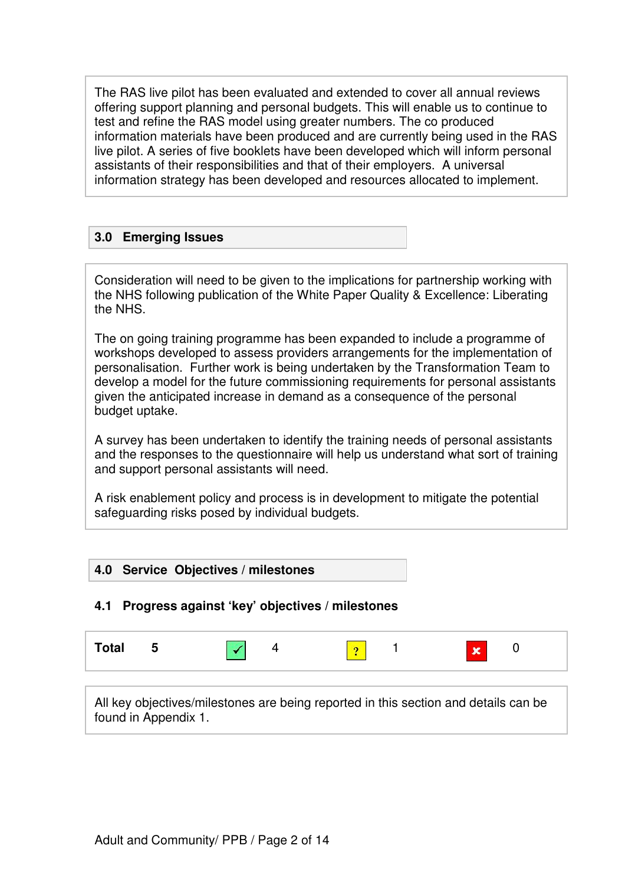The RAS live pilot has been evaluated and extended to cover all annual reviews offering support planning and personal budgets. This will enable us to continue to test and refine the RAS model using greater numbers. The co produced information materials have been produced and are currently being used in the RAS live pilot. A series of five booklets have been developed which will inform personal assistants of their responsibilities and that of their employers. A universal information strategy has been developed and resources allocated to implement.

## 3.0 Emerging Issues

Consideration will need to be given to the implications for partnership working with the NHS following publication of the White Paper Quality & Excellence: Liberating the NHS.

The on going training programme has been expanded to include a programme of workshops developed to assess providers arrangements for the implementation of personalisation. Further work is being undertaken by the Transformation Team to develop a model for the future commissioning requirements for personal assistants given the anticipated increase in demand as a consequence of the personal budget uptake.

A survey has been undertaken to identify the training needs of personal assistants and the responses to the questionnaire will help us understand what sort of training and support personal assistants will need.

A risk enablement policy and process is in development to mitigate the potential safeguarding risks posed by individual budgets.

## 4.0 Service Objectives / milestones

### 4.1 Progress against 'key' objectives / milestones

| Total | 5 | ✓ | 4 | ? | 1 | ✗ | 0 |
|---|---|---|---|---|---|---|---|

All key objectives/milestones are being reported in this section and details can be found in Appendix 1.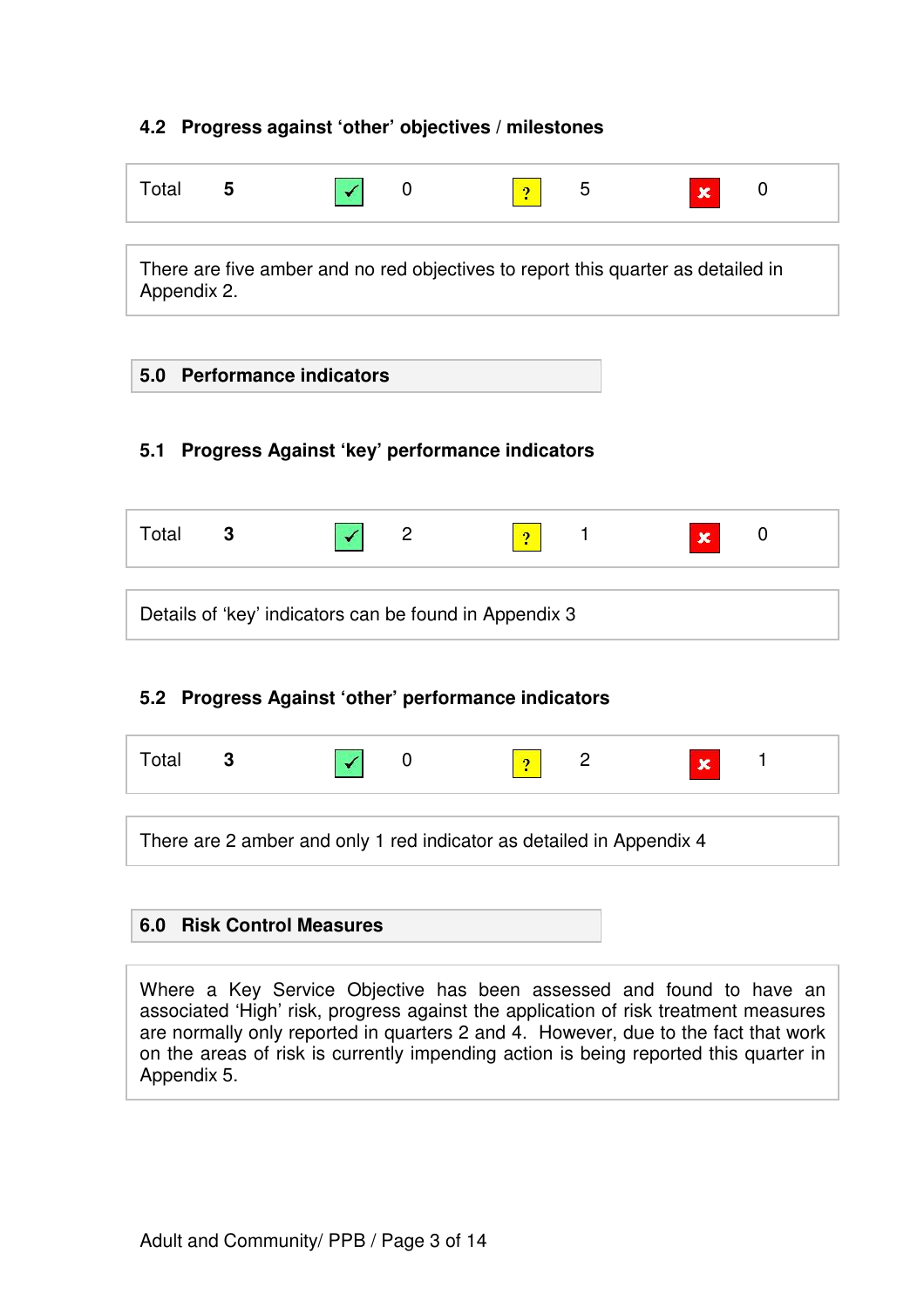### 4.2 Progress against 'other' objectives / milestones

| Total | 5 | ✓ | 0 | ? | 5 | ✗ | 0 |
|---|---|---|---|---|---|---|---|

There are five amber and no red objectives to report this quarter as detailed in Appendix 2.

## 5.0 Performance indicators

### 5.1 Progress Against 'key' performance indicators

| Total | 3 | ✓ | 2 | ? | 1 | ✗ | 0 |
|---|---|---|---|---|---|---|---|

Details of 'key' indicators can be found in Appendix 3

### 5.2 Progress Against 'other' performance indicators

| Total | 3 | ✓ | 0 | ? | 2 | ✗ | 1 |
|---|---|---|---|---|---|---|---|

There are 2 amber and only 1 red indicator as detailed in Appendix 4

## 6.0 Risk Control Measures

Where a Key Service Objective has been assessed and found to have an associated 'High' risk, progress against the application of risk treatment measures are normally only reported in quarters 2 and 4. However, due to the fact that work on the areas of risk is currently impending action is being reported this quarter in Appendix 5.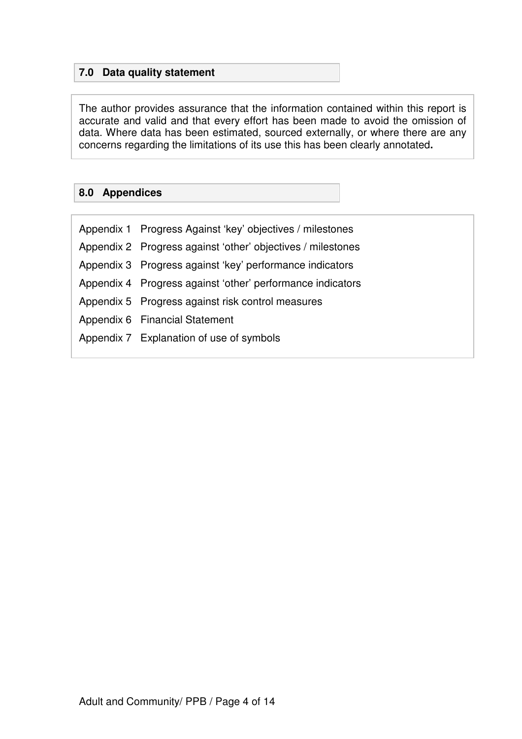## 7.0 Data quality statement

The author provides assurance that the information contained within this report is accurate and valid and that every effort has been made to avoid the omission of data. Where data has been estimated, sourced externally, or where there are any concerns regarding the limitations of its use this has been clearly annotated**.**

## 8.0 Appendices

Appendix 1 Progress Against 'key' objectives / milestones

Appendix 2 Progress against 'other' objectives / milestones

Appendix 3 Progress against 'key' performance indicators

Appendix 4 Progress against 'other' performance indicators

Appendix 5 Progress against risk control measures

Appendix 6 Financial Statement

Appendix 7 Explanation of use of symbols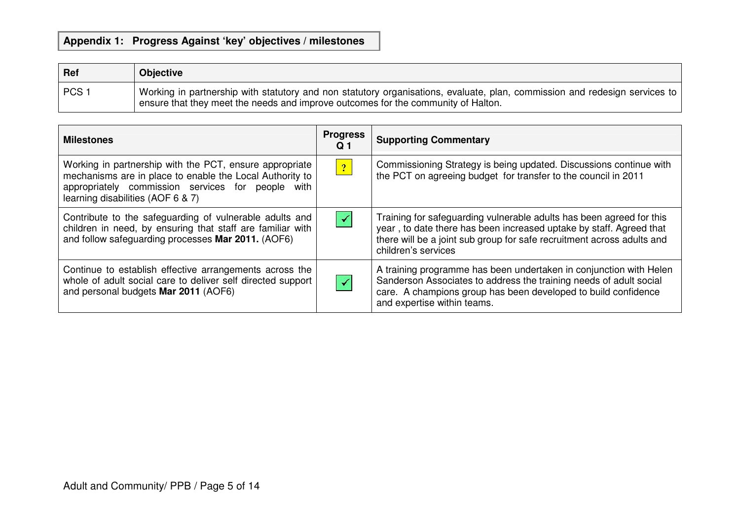## Appendix 1: Progress Against 'key' objectives / milestones

| Ref | Objective |
|---|---|
| PCS 1 | Working in partnership with statutory and non statutory organisations, evaluate, plan, commission and redesign services to ensure that they meet the needs and improve outcomes for the community of Halton. |

| Milestones | Progress Q 1 | Supporting Commentary |
|---|---|---|
| Working in partnership with the PCT, ensure appropriate mechanisms are in place to enable the Local Authority to appropriately commission services for people with learning disabilities (AOF 6 & 7) | ? | Commissioning Strategy is being updated. Discussions continue with the PCT on agreeing budget for transfer to the council in 2011 |
| Contribute to the safeguarding of vulnerable adults and children in need, by ensuring that staff are familiar with and follow safeguarding processes **Mar 2011.** (AOF6) | ✓ | Training for safeguarding vulnerable adults has been agreed for this year , to date there has been increased uptake by staff. Agreed that there will be a joint sub group for safe recruitment across adults and children's services |
| Continue to establish effective arrangements across the whole of adult social care to deliver self directed support and personal budgets **Mar 2011** (AOF6) | ✓ | A training programme has been undertaken in conjunction with Helen Sanderson Associates to address the training needs of adult social care. A champions group has been developed to build confidence and expertise within teams. |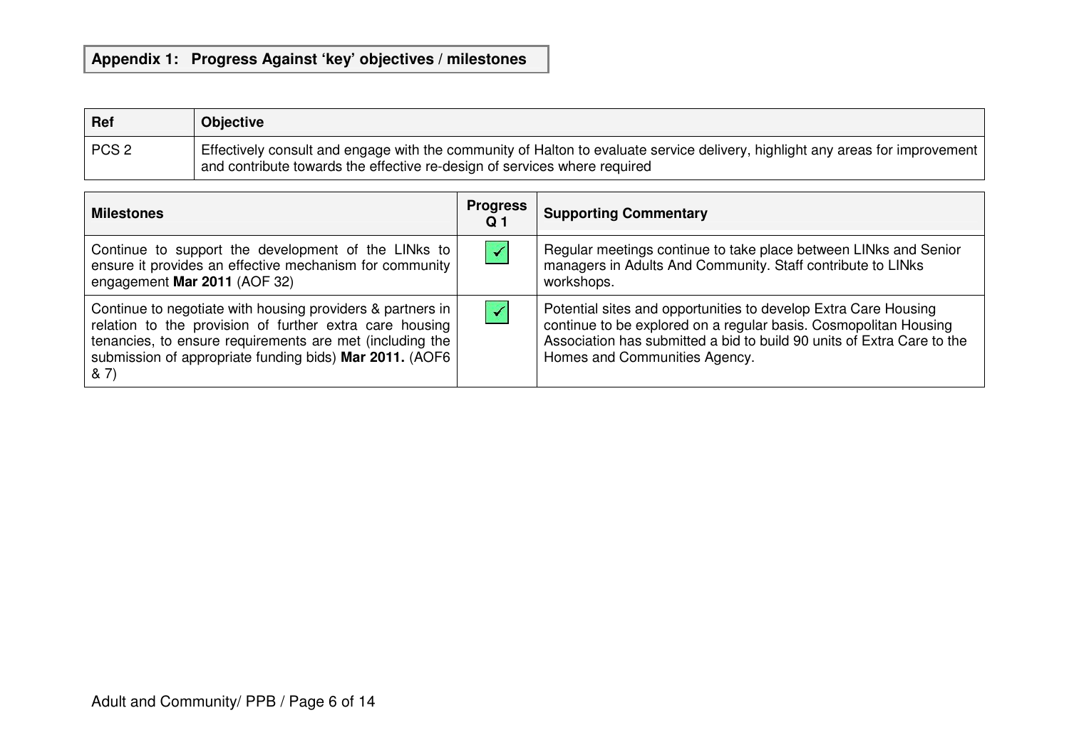## Appendix 1: Progress Against 'key' objectives / milestones

| Ref | Objective |
|---|---|
| PCS 2 | Effectively consult and engage with the community of Halton to evaluate service delivery, highlight any areas for improvement and contribute towards the effective re-design of services where required |

| Milestones | Progress Q 1 | Supporting Commentary |
|---|---|---|
| Continue to support the development of the LINks to ensure it provides an effective mechanism for community engagement **Mar 2011** (AOF 32) | ✓ | Regular meetings continue to take place between LINks and Senior managers in Adults And Community. Staff contribute to LINks workshops. |
| Continue to negotiate with housing providers & partners in relation to the provision of further extra care housing tenancies, to ensure requirements are met (including the submission of appropriate funding bids) **Mar 2011.** (AOF6 & 7) | ✓ | Potential sites and opportunities to develop Extra Care Housing continue to be explored on a regular basis. Cosmopolitan Housing Association has submitted a bid to build 90 units of Extra Care to the Homes and Communities Agency. |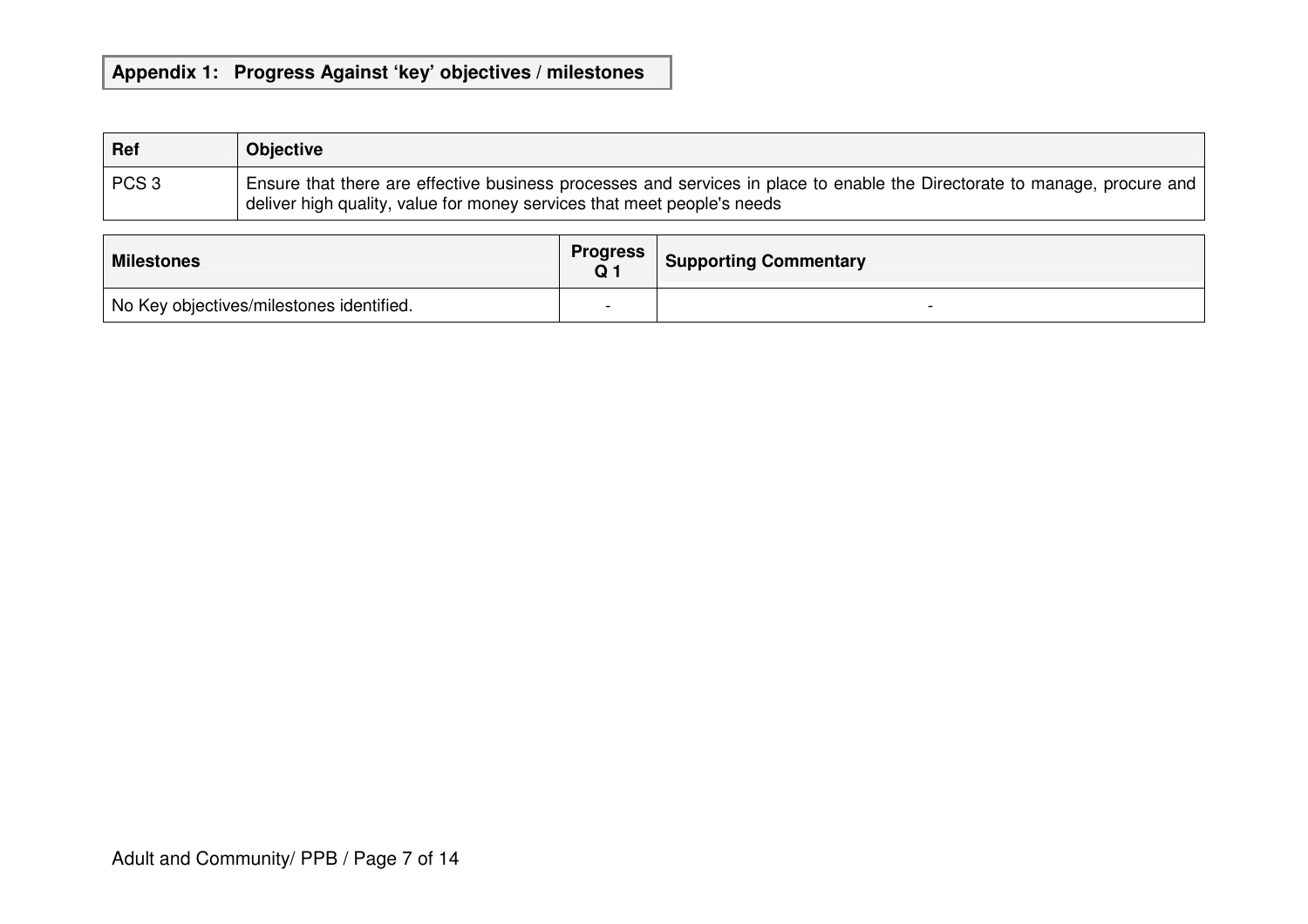**Appendix 1: Progress Against 'key' objectives / milestones**

| Ref | Objective |
|---|---|
| PCS 3 | Ensure that there are effective business processes and services in place to enable the Directorate to manage, procure and deliver high quality, value for money services that meet people's needs |

| Milestones | Progress Q 1 | Supporting Commentary |
|---|---|---|
| No Key objectives/milestones identified. | - | - |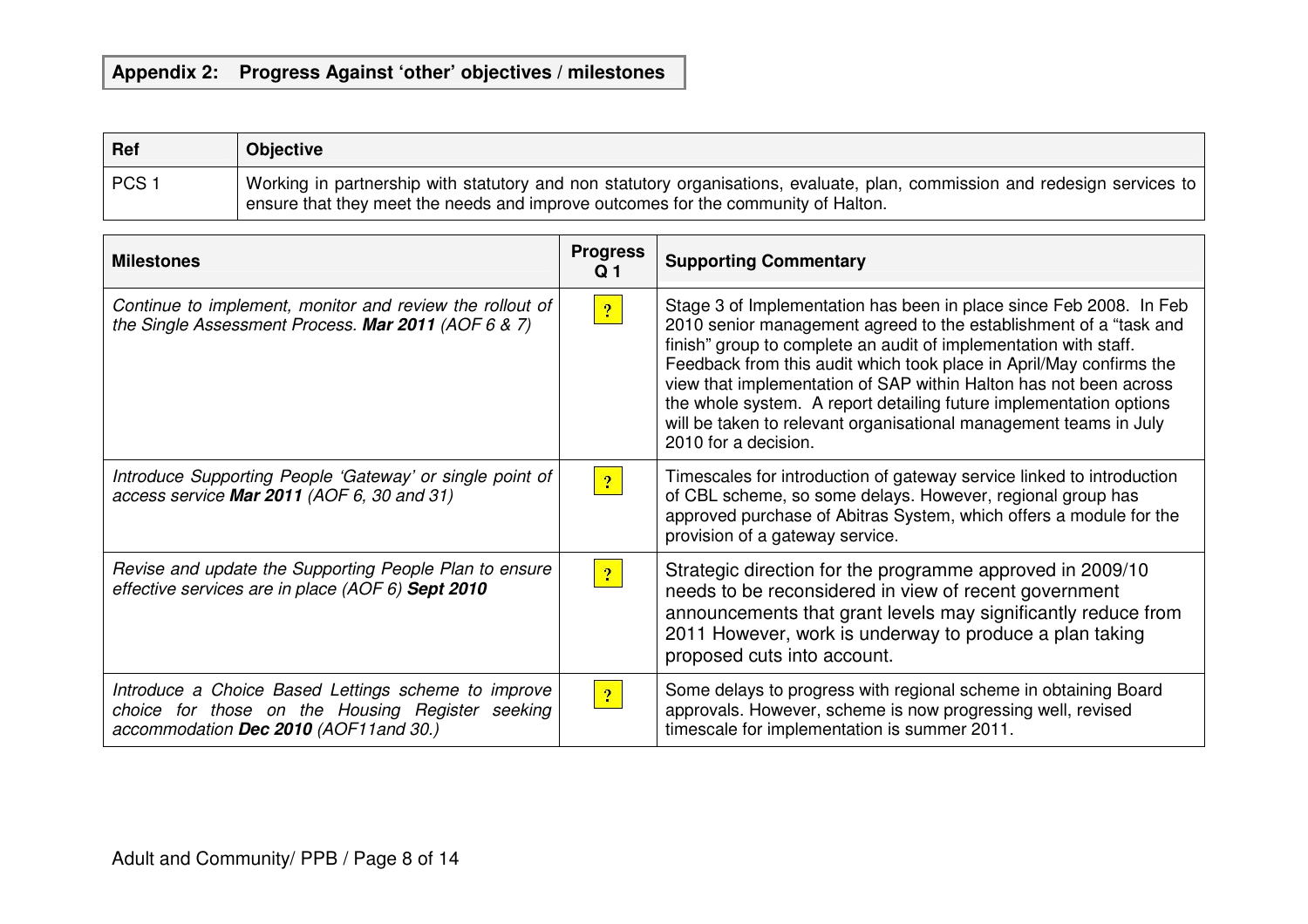## Appendix 2: Progress Against 'other' objectives / milestones

| Ref | Objective |
|---|---|
| PCS 1 | Working in partnership with statutory and non statutory organisations, evaluate, plan, commission and redesign services to ensure that they meet the needs and improve outcomes for the community of Halton. |

| Milestones | Progress Q 1 | Supporting Commentary |
|---|---|---|
| *Continue to implement, monitor and review the rollout of the Single Assessment Process.* ***Mar 2011*** *(AOF 6 & 7)* | ? | Stage 3 of Implementation has been in place since Feb 2008. In Feb 2010 senior management agreed to the establishment of a "task and finish" group to complete an audit of implementation with staff. Feedback from this audit which took place in April/May confirms the view that implementation of SAP within Halton has not been across the whole system. A report detailing future implementation options will be taken to relevant organisational management teams in July 2010 for a decision. |
| *Introduce Supporting People 'Gateway' or single point of access service* ***Mar 2011*** *(AOF 6, 30 and 31)* | ? | Timescales for introduction of gateway service linked to introduction of CBL scheme, so some delays. However, regional group has approved purchase of Abitras System, which offers a module for the provision of a gateway service. |
| *Revise and update the Supporting People Plan to ensure effective services are in place (AOF 6)* ***Sept 2010*** | ? | Strategic direction for the programme approved in 2009/10 needs to be reconsidered in view of recent government announcements that grant levels may significantly reduce from 2011 However, work is underway to produce a plan taking proposed cuts into account. |
| *Introduce a Choice Based Lettings scheme to improve choice for those on the Housing Register seeking accommodation* ***Dec 2010*** *(AOF11and 30.)* | ? | Some delays to progress with regional scheme in obtaining Board approvals. However, scheme is now progressing well, revised timescale for implementation is summer 2011. |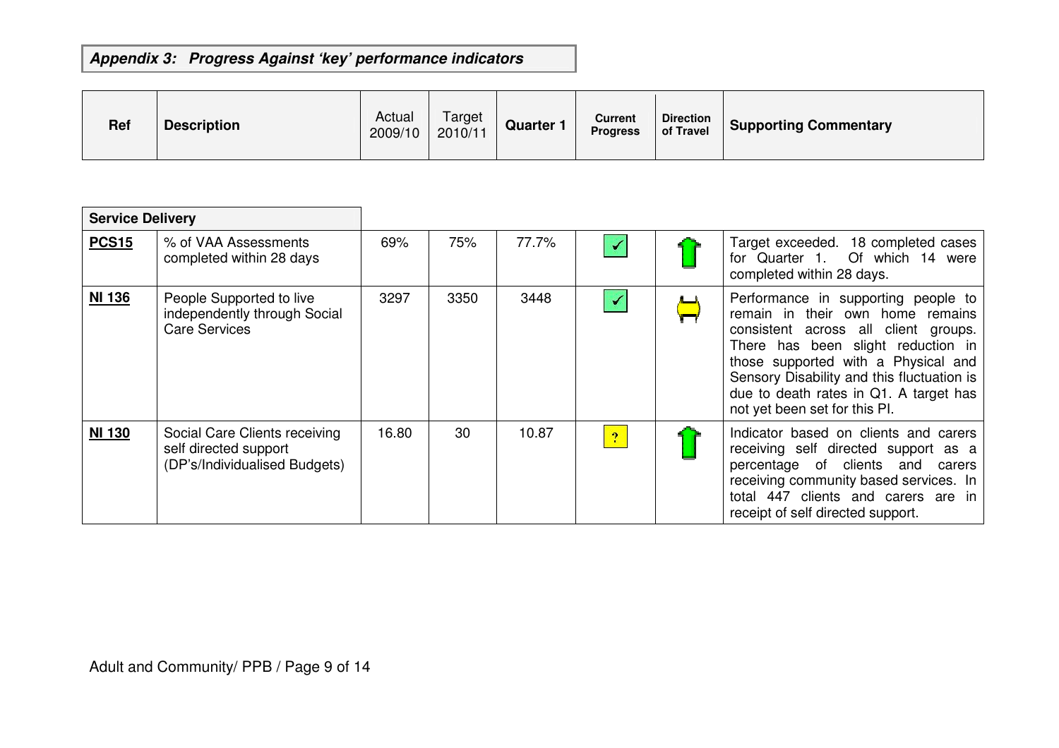**_Appendix 3: Progress Against 'key' performance indicators_**

| Ref | Description | Actual 2009/10 | Target 2010/11 | Quarter 1 | Current Progress | Direction of Travel | Supporting Commentary |
|---|---|---|---|---|---|---|---|
| **Service Delivery** | | | | | | | |
| **PCS15** | % of VAA Assessments completed within 28 days | 69% | 75% | 77.7% | ✓ | ⇧ | Target exceeded. 18 completed cases for Quarter 1. Of which 14 were completed within 28 days. |
| **NI 136** | People Supported to live independently through Social Care Services | 3297 | 3350 | 3448 | ✓ | ⇔ | Performance in supporting people to remain in their own home remains consistent across all client groups. There has been slight reduction in those supported with a Physical and Sensory Disability and this fluctuation is due to death rates in Q1. A target has not yet been set for this PI. |
| **NI 130** | Social Care Clients receiving self directed support (DP's/Individualised Budgets) | 16.80 | 30 | 10.87 | ? | ⇧ | Indicator based on clients and carers receiving self directed support as a percentage of clients and carers receiving community based services. In total 447 clients and carers are in receipt of self directed support. |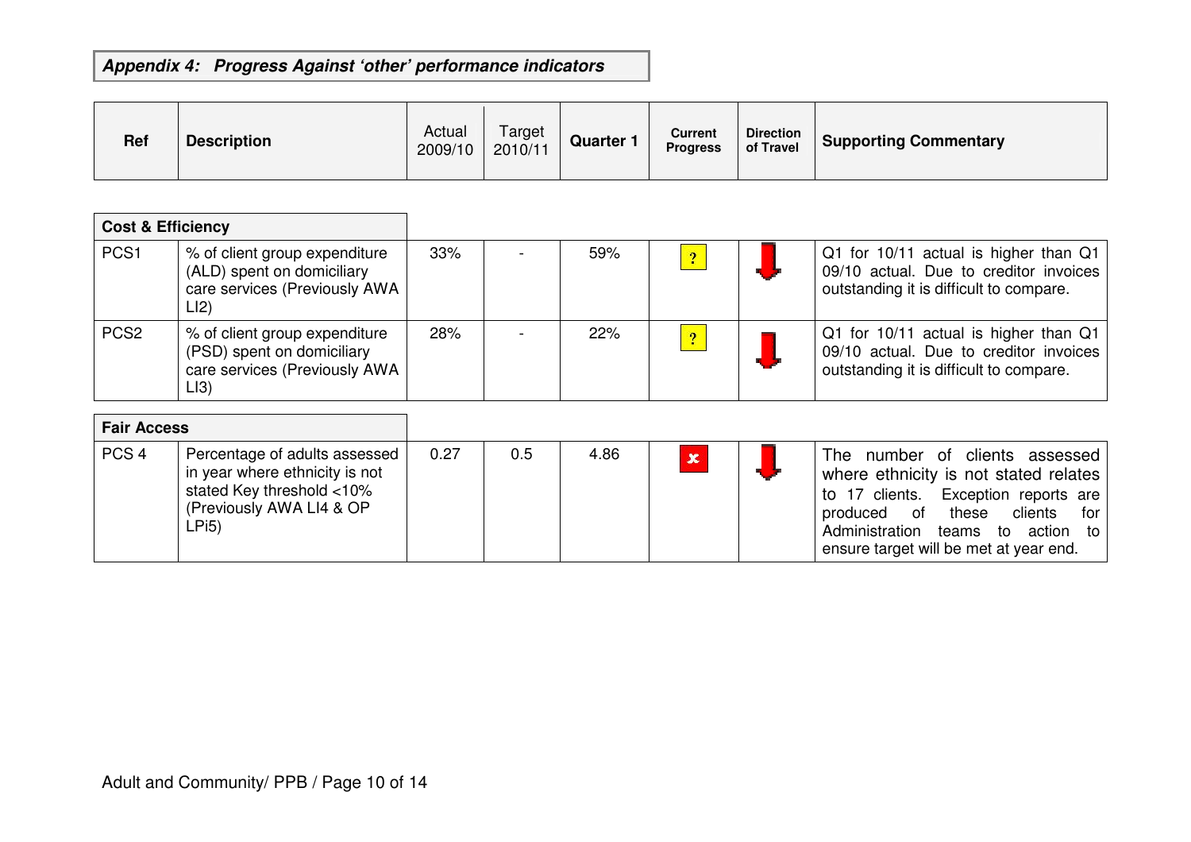**Appendix 4: Progress Against 'other' performance indicators**

| Ref | Description | Actual 2009/10 | Target 2010/11 | Quarter 1 | Current Progress | Direction of Travel | Supporting Commentary |
|---|---|---|---|---|---|---|---|
| **Cost & Efficiency** | | | | | | | |
| PCS1 | % of client group expenditure (ALD) spent on domiciliary care services (Previously AWA LI2) | 33% | - | 59% | ? | ↓ | Q1 for 10/11 actual is higher than Q1 09/10 actual. Due to creditor invoices outstanding it is difficult to compare. |
| PCS2 | % of client group expenditure (PSD) spent on domiciliary care services (Previously AWA LI3) | 28% | - | 22% | ? | ↓ | Q1 for 10/11 actual is higher than Q1 09/10 actual. Due to creditor invoices outstanding it is difficult to compare. |
| **Fair Access** | | | | | | | |
| PCS 4 | Percentage of adults assessed in year where ethnicity is not stated Key threshold <10% (Previously AWA LI4 & OP LPi5) | 0.27 | 0.5 | 4.86 | x | ↓ | The number of clients assessed where ethnicity is not stated relates to 17 clients. Exception reports are produced of these clients for Administration teams to action to ensure target will be met at year end. |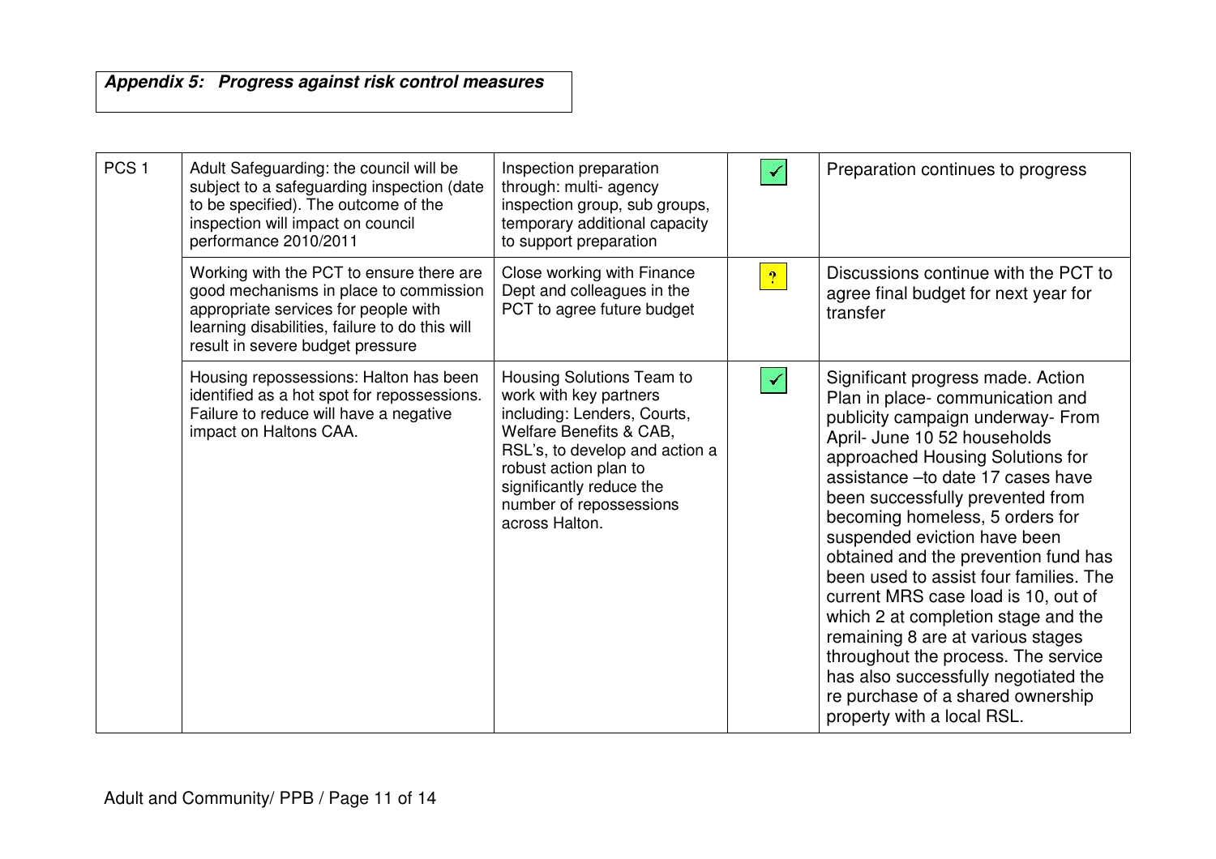**_Appendix 5: Progress against risk control measures_**

| | | | | |
|---|---|---|---|---|
| PCS 1 | Adult Safeguarding: the council will be subject to a safeguarding inspection (date to be specified). The outcome of the inspection will impact on council performance 2010/2011 | Inspection preparation through: multi- agency inspection group, sub groups, temporary additional capacity to support preparation | ✓ | Preparation continues to progress |
| | Working with the PCT to ensure there are good mechanisms in place to commission appropriate services for people with learning disabilities, failure to do this will result in severe budget pressure | Close working with Finance Dept and colleagues in the PCT to agree future budget | ? | Discussions continue with the PCT to agree final budget for next year for transfer |
| | Housing repossessions: Halton has been identified as a hot spot for repossessions. Failure to reduce will have a negative impact on Haltons CAA. | Housing Solutions Team to work with key partners including: Lenders, Courts, Welfare Benefits & CAB, RSL's, to develop and action a robust action plan to significantly reduce the number of repossessions across Halton. | ✓ | Significant progress made. Action Plan in place- communication and publicity campaign underway- From April- June 10 52 households approached Housing Solutions for assistance –to date 17 cases have been successfully prevented from becoming homeless, 5 orders for suspended eviction have been obtained and the prevention fund has been used to assist four families. The current MRS case load is 10, out of which 2 at completion stage and the remaining 8 are at various stages throughout the process. The service has also successfully negotiated the re purchase of a shared ownership property with a local RSL. |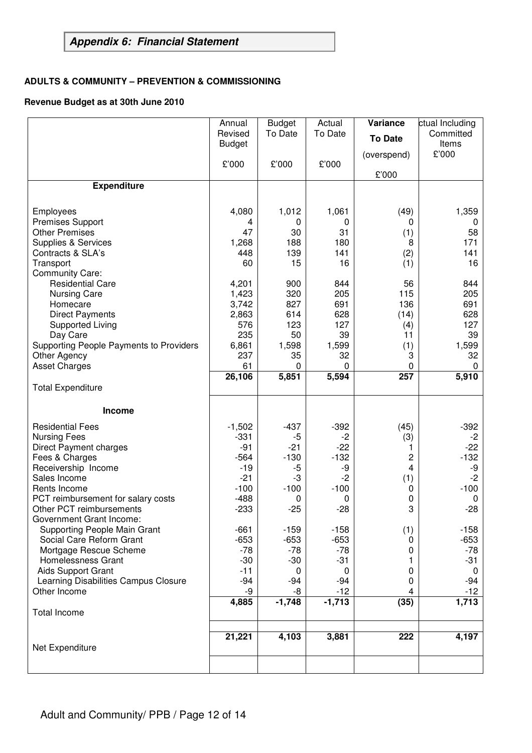## *Appendix 6: Financial Statement*

**ADULTS & COMMUNITY – PREVENTION & COMMISSIONING**

**Revenue Budget as at 30th June 2010**

| | Annual Revised Budget £'000 | Budget To Date £'000 | Actual To Date £'000 | **Variance To Date** (overspend) £'000 | ctual Including Committed Items £'000 |
|---|---|---|---|---|---|
| **Expenditure** | | | | | |
| Employees | 4,080 | 1,012 | 1,061 | (49) | 1,359 |
| Premises Support | 4 | 0 | 0 | 0 | 0 |
| Other Premises | 47 | 30 | 31 | (1) | 58 |
| Supplies & Services | 1,268 | 188 | 180 | 8 | 171 |
| Contracts & SLA's | 448 | 139 | 141 | (2) | 141 |
| Transport | 60 | 15 | 16 | (1) | 16 |
| Community Care: | | | | | |
| Residential Care | 4,201 | 900 | 844 | 56 | 844 |
| Nursing Care | 1,423 | 320 | 205 | 115 | 205 |
| Homecare | 3,742 | 827 | 691 | 136 | 691 |
| Direct Payments | 2,863 | 614 | 628 | (14) | 628 |
| Supported Living | 576 | 123 | 127 | (4) | 127 |
| Day Care | 235 | 50 | 39 | 11 | 39 |
| Supporting People Payments to Providers | 6,861 | 1,598 | 1,599 | (1) | 1,599 |
| Other Agency | 237 | 35 | 32 | 3 | 32 |
| Asset Charges | 61 | 0 | 0 | 0 | 0 |
| Total Expenditure | **26,106** | **5,851** | **5,594** | **257** | **5,910** |
| **Income** | | | | | |
| Residential Fees | -1,502 | -437 | -392 | (45) | -392 |
| Nursing Fees | -331 | -5 | -2 | (3) | -2 |
| Direct Payment charges | -91 | -21 | -22 | 1 | -22 |
| Fees & Charges | -564 | -130 | -132 | 2 | -132 |
| Receivership Income | -19 | -5 | -9 | 4 | -9 |
| Sales Income | -21 | -3 | -2 | (1) | -2 |
| Rents Income | -100 | -100 | -100 | 0 | -100 |
| PCT reimbursement for salary costs | -488 | 0 | 0 | 0 | 0 |
| Other PCT reimbursements | -233 | -25 | -28 | 3 | -28 |
| Government Grant Income: | | | | | |
| Supporting People Main Grant | -661 | -159 | -158 | (1) | -158 |
| Social Care Reform Grant | -653 | -653 | -653 | 0 | -653 |
| Mortgage Rescue Scheme | -78 | -78 | -78 | 0 | -78 |
| Homelessness Grant | -30 | -30 | -31 | 1 | -31 |
| Aids Support Grant | -11 | 0 | 0 | 0 | 0 |
| Learning Disabilities Campus Closure | -94 | -94 | -94 | 0 | -94 |
| Other Income | -9 | -8 | -12 | 4 | -12 |
| Total Income | **4,885** | **-1,748** | **-1,713** | **(35)** | **1,713** |
| Net Expenditure | **21,221** | **4,103** | **3,881** | **222** | **4,197** |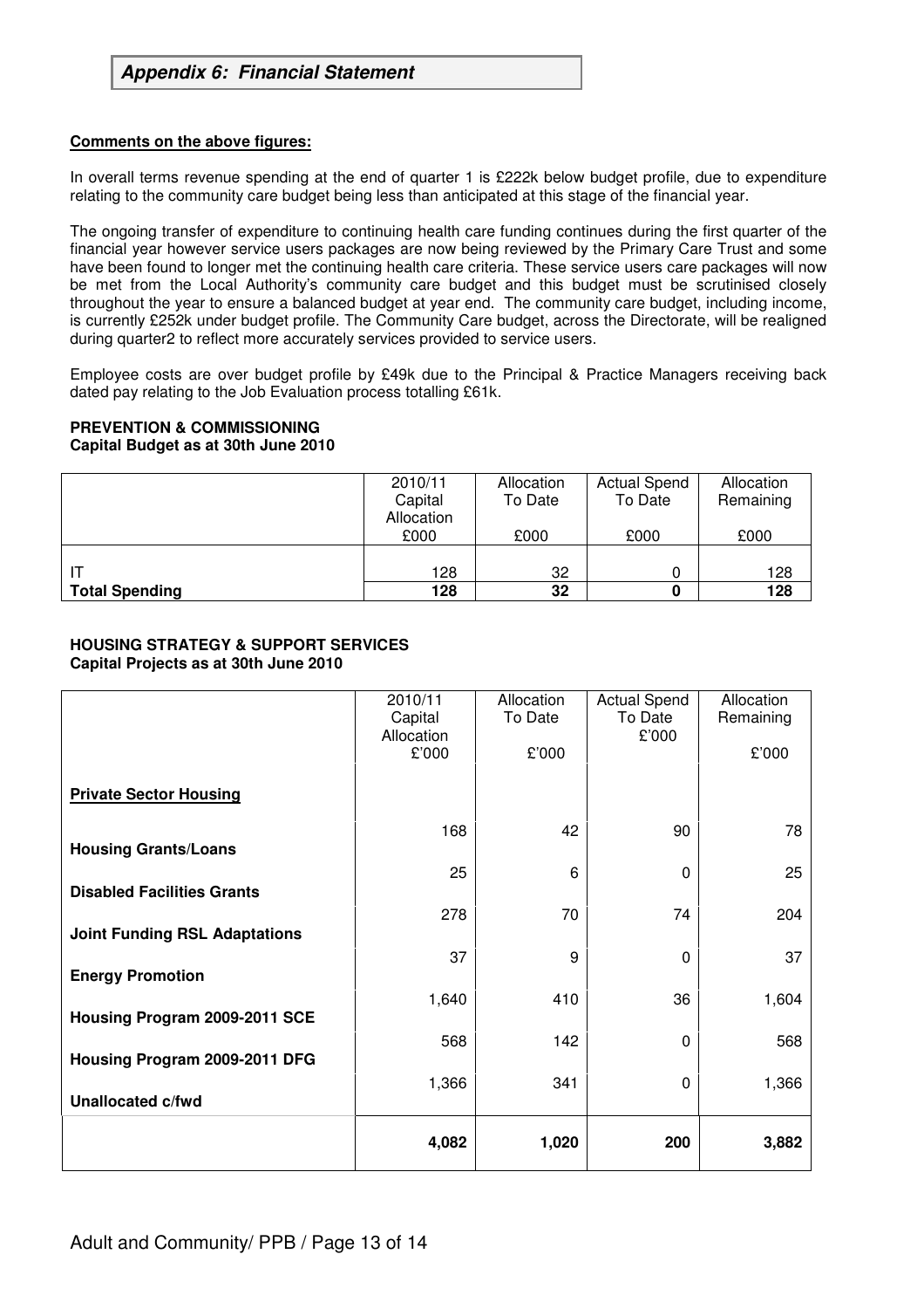## *Appendix 6: Financial Statement*

**Comments on the above figures:**

In overall terms revenue spending at the end of quarter 1 is £222k below budget profile, due to expenditure relating to the community care budget being less than anticipated at this stage of the financial year.

The ongoing transfer of expenditure to continuing health care funding continues during the first quarter of the financial year however service users packages are now being reviewed by the Primary Care Trust and some have been found to longer met the continuing health care criteria. These service users care packages will now be met from the Local Authority's community care budget and this budget must be scrutinised closely throughout the year to ensure a balanced budget at year end. The community care budget, including income, is currently £252k under budget profile. The Community Care budget, across the Directorate, will be realigned during quarter2 to reflect more accurately services provided to service users.

Employee costs are over budget profile by £49k due to the Principal & Practice Managers receiving back dated pay relating to the Job Evaluation process totalling £61k.

**PREVENTION & COMMISSIONING**
**Capital Budget as at 30th June 2010**

| | 2010/11 Capital Allocation £000 | Allocation To Date £000 | Actual Spend To Date £000 | Allocation Remaining £000 |
|---|---|---|---|---|
| IT | 128 | 32 | 0 | 128 |
| **Total Spending** | **128** | **32** | **0** | **128** |

**HOUSING STRATEGY & SUPPORT SERVICES**
**Capital Projects as at 30th June 2010**

| | 2010/11 Capital Allocation £'000 | Allocation To Date £'000 | Actual Spend To Date £'000 | Allocation Remaining £'000 |
|---|---|---|---|---|
| **Private Sector Housing** | | | | |
| **Housing Grants/Loans** | 168 | 42 | 90 | 78 |
| **Disabled Facilities Grants** | 25 | 6 | 0 | 25 |
| **Joint Funding RSL Adaptations** | 278 | 70 | 74 | 204 |
| **Energy Promotion** | 37 | 9 | 0 | 37 |
| **Housing Program 2009-2011 SCE** | 1,640 | 410 | 36 | 1,604 |
| **Housing Program 2009-2011 DFG** | 568 | 142 | 0 | 568 |
| **Unallocated c/fwd** | 1,366 | 341 | 0 | 1,366 |
| | **4,082** | **1,020** | **200** | **3,882** |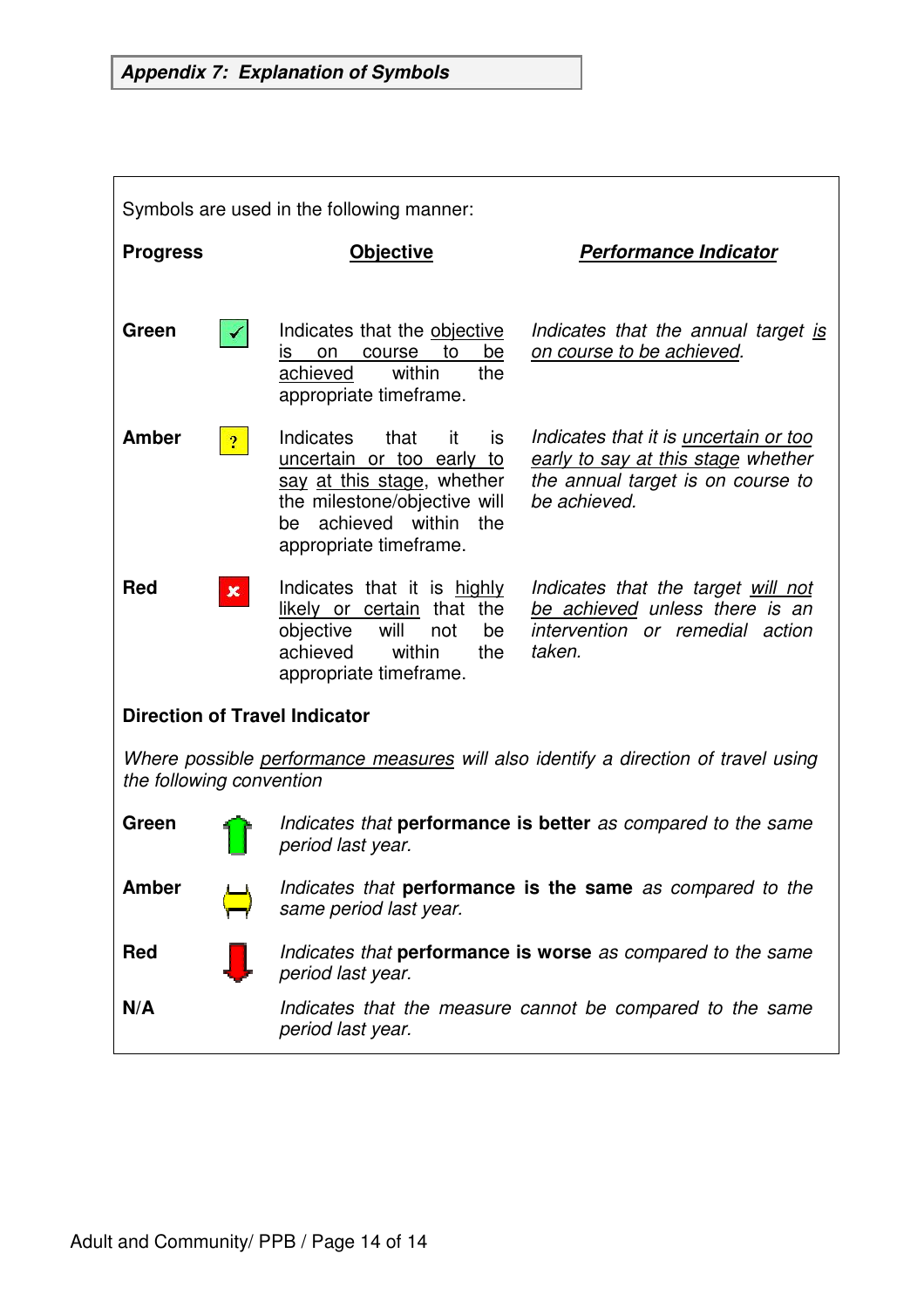## Appendix 7: Explanation of Symbols

Symbols are used in the following manner:

| Progress | | Objective | *Performance Indicator* |
|---|---|---|---|
| **Green** | ✓ | Indicates that the objective is on course to be achieved within the appropriate timeframe. | *Indicates that the annual target is on course to be achieved.* |
| **Amber** | ? | Indicates that it is uncertain or too early to say at this stage, whether the milestone/objective will be achieved within the appropriate timeframe. | *Indicates that it is uncertain or too early to say at this stage whether the annual target is on course to be achieved.* |
| **Red** | ✗ | Indicates that it is highly likely or certain that the objective will not be achieved within the appropriate timeframe. | *Indicates that the target will not be achieved unless there is an intervention or remedial action taken.* |

**Direction of Travel Indicator**

*Where possible performance measures will also identify a direction of travel using the following convention*

| | | |
|---|---|---|
| **Green** | ↑ | *Indicates that* **performance is better** *as compared to the same period last year.* |
| **Amber** | ↔ | *Indicates that* **performance is the same** *as compared to the same period last year.* |
| **Red** | ↓ | *Indicates that* **performance is worse** *as compared to the same period last year.* |
| **N/A** | | *Indicates that the measure cannot be compared to the same period last year.* |